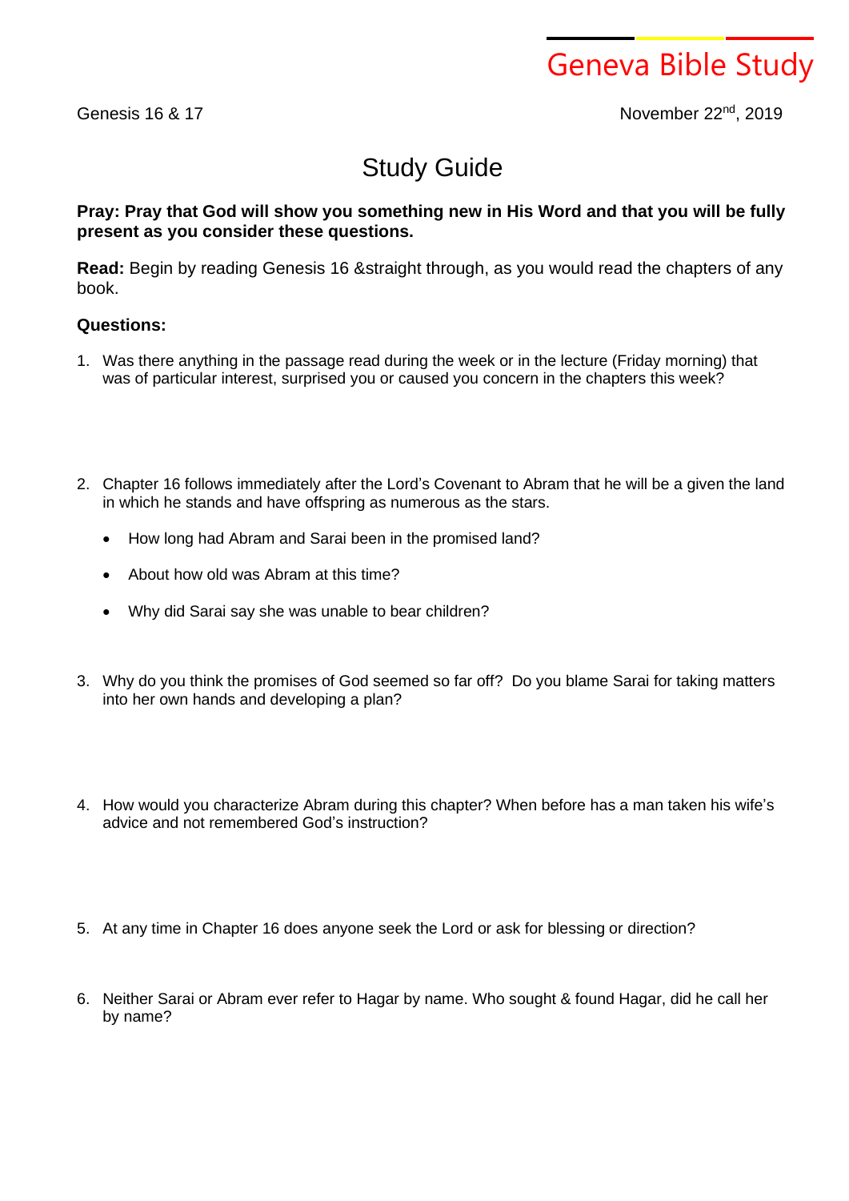# Geneva Bible Study

Genesis 16 & 17

November 22nd, 2019

## Study Guide

**Pray: Pray that God will show you something new in His Word and that you will be fully present as you consider these questions.**

**Read:** Begin by reading Genesis 16 &straight through, as you would read the chapters of any book.

**Questions:**

1. Was there anything in the passage read during the week or in the lecture (Friday morning) that was of particular interest, surprised you or caused you concern in the chapters this week?

2. Chapter 16 follows immediately after the Lord's Covenant to Abram that he will be a given the land in which he stands and have offspring as numerous as the stars.
   - How long had Abram and Sarai been in the promised land?
   - About how old was Abram at this time?
   - Why did Sarai say she was unable to bear children?

3. Why do you think the promises of God seemed so far off? Do you blame Sarai for taking matters into her own hands and developing a plan?

4. How would you characterize Abram during this chapter? When before has a man taken his wife's advice and not remembered God's instruction?

5. At any time in Chapter 16 does anyone seek the Lord or ask for blessing or direction?

6. Neither Sarai or Abram ever refer to Hagar by name. Who sought & found Hagar, did he call her by name?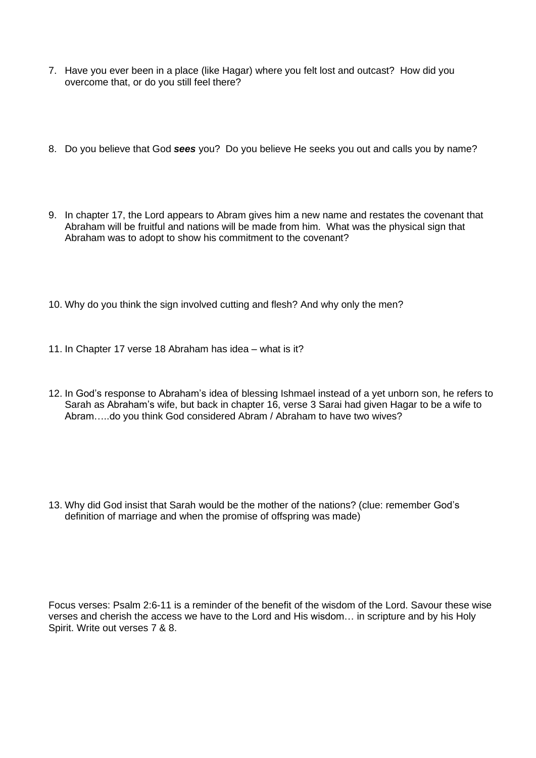7. Have you ever been in a place (like Hagar) where you felt lost and outcast? How did you overcome that, or do you still feel there?

8. Do you believe that God ***sees*** you? Do you believe He seeks you out and calls you by name?

9. In chapter 17, the Lord appears to Abram gives him a new name and restates the covenant that Abraham will be fruitful and nations will be made from him. What was the physical sign that Abraham was to adopt to show his commitment to the covenant?

10. Why do you think the sign involved cutting and flesh? And why only the men?

11. In Chapter 17 verse 18 Abraham has idea – what is it?

12. In God's response to Abraham's idea of blessing Ishmael instead of a yet unborn son, he refers to Sarah as Abraham's wife, but back in chapter 16, verse 3 Sarai had given Hagar to be a wife to Abram…..do you think God considered Abram / Abraham to have two wives?

13. Why did God insist that Sarah would be the mother of the nations? (clue: remember God's definition of marriage and when the promise of offspring was made)

Focus verses: Psalm 2:6-11 is a reminder of the benefit of the wisdom of the Lord. Savour these wise verses and cherish the access we have to the Lord and His wisdom… in scripture and by his Holy Spirit. Write out verses 7 & 8.